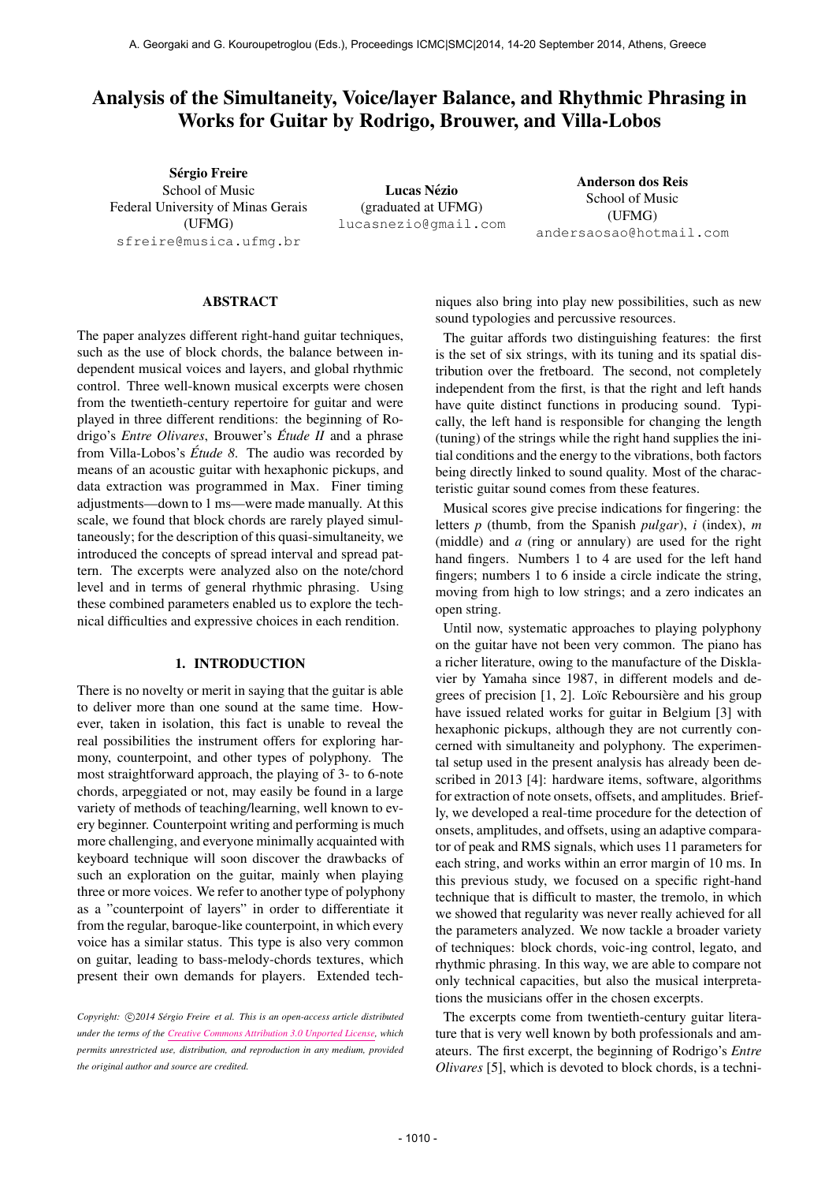# Analysis of the Simultaneity, Voice/layer Balance, and Rhythmic Phrasing in Works for Guitar by Rodrigo, Brouwer, and Villa-Lobos

**Sérgio Freire**
School of Music
Federal University of Minas Gerais
(UFMG)
sfreire@musica.ufmg.br

**Lucas Nézio**
(graduated at UFMG)
lucasnezio@gmail.com

**Anderson dos Reis**
School of Music
(UFMG)
andersaosao@hotmail.com

## ABSTRACT

The paper analyzes different right-hand guitar techniques, such as the use of block chords, the balance between independent musical voices and layers, and global rhythmic control. Three well-known musical excerpts were chosen from the twentieth-century repertoire for guitar and were played in three different renditions: the beginning of Rodrigo's *Entre Olivares*, Brouwer's *Étude II* and a phrase from Villa-Lobos's *Étude 8*. The audio was recorded by means of an acoustic guitar with hexaphonic pickups, and data extraction was programmed in Max. Finer timing adjustments—down to 1 ms—were made manually. At this scale, we found that block chords are rarely played simultaneously; for the description of this quasi-simultaneity, we introduced the concepts of spread interval and spread pattern. The excerpts were analyzed also on the note/chord level and in terms of general rhythmic phrasing. Using these combined parameters enabled us to explore the technical difficulties and expressive choices in each rendition.

## 1. INTRODUCTION

There is no novelty or merit in saying that the guitar is able to deliver more than one sound at the same time. However, taken in isolation, this fact is unable to reveal the real possibilities the instrument offers for exploring harmony, counterpoint, and other types of polyphony. The most straightforward approach, the playing of 3- to 6-note chords, arpeggiated or not, may easily be found in a large variety of methods of teaching/learning, well known to every beginner. Counterpoint writing and performing is much more challenging, and everyone minimally acquainted with keyboard technique will soon discover the drawbacks of such an exploration on the guitar, mainly when playing three or more voices. We refer to another type of polyphony as a "counterpoint of layers" in order to differentiate it from the regular, baroque-like counterpoint, in which every voice has a similar status. This type is also very common on guitar, leading to bass-melody-chords textures, which present their own demands for players. Extended techniques also bring into play new possibilities, such as new sound typologies and percussive resources.

The guitar affords two distinguishing features: the first is the set of six strings, with its tuning and its spatial distribution over the fretboard. The second, not completely independent from the first, is that the right and left hands have quite distinct functions in producing sound. Typically, the left hand is responsible for changing the length (tuning) of the strings while the right hand supplies the initial conditions and the energy to the vibrations, both factors being directly linked to sound quality. Most of the characteristic guitar sound comes from these features.

Musical scores give precise indications for fingering: the letters *p* (thumb, from the Spanish *pulgar*), *i* (index), *m* (middle) and *a* (ring or annulary) are used for the right hand fingers. Numbers 1 to 4 are used for the left hand fingers; numbers 1 to 6 inside a circle indicate the string, moving from high to low strings; and a zero indicates an open string.

Until now, systematic approaches to playing polyphony on the guitar have not been very common. The piano has a richer literature, owing to the manufacture of the Disklavier by Yamaha since 1987, in different models and degrees of precision [1, 2]. Loïc Reboursière and his group have issued related works for guitar in Belgium [3] with hexaphonic pickups, although they are not currently concerned with simultaneity and polyphony. The experimental setup used in the present analysis has already been described in 2013 [4]: hardware items, software, algorithms for extraction of note onsets, offsets, and amplitudes. Briefly, we developed a real-time procedure for the detection of onsets, amplitudes, and offsets, using an adaptive comparator of peak and RMS signals, which uses 11 parameters for each string, and works within an error margin of 10 ms. In this previous study, we focused on a specific right-hand technique that is difficult to master, the tremolo, in which we showed that regularity was never really achieved for all the parameters analyzed. We now tackle a broader variety of techniques: block chords, voic-ing control, legato, and rhythmic phrasing. In this way, we are able to compare not only technical capacities, but also the musical interpretations the musicians offer in the chosen excerpts.

The excerpts come from twentieth-century guitar literature that is very well known by both professionals and amateurs. The first excerpt, the beginning of Rodrigo's *Entre Olivares* [5], which is devoted to block chords, is a techni-

*Copyright: ©2014 Sérgio Freire et al. This is an open-access article distributed under the terms of the Creative Commons Attribution 3.0 Unported License, which permits unrestricted use, distribution, and reproduction in any medium, provided the original author and source are credited.*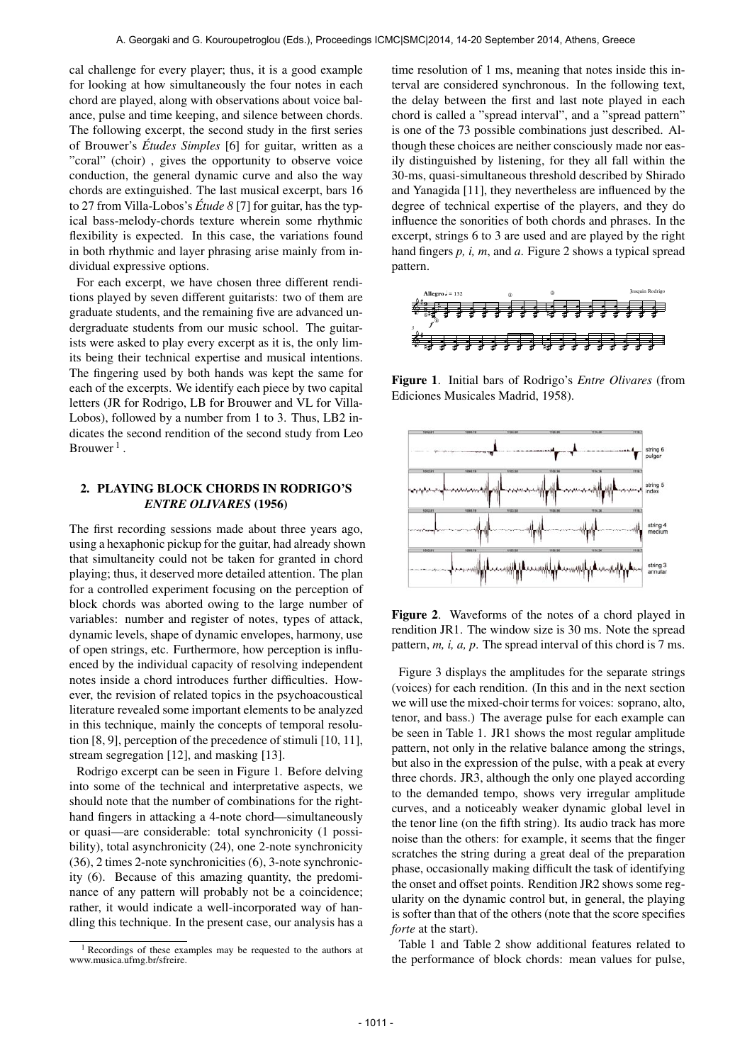cal challenge for every player; thus, it is a good example for looking at how simultaneously the four notes in each chord are played, along with observations about voice balance, pulse and time keeping, and silence between chords. The following excerpt, the second study in the first series of Brouwer's *Études Simples* [6] for guitar, written as a "coral" (choir) , gives the opportunity to observe voice conduction, the general dynamic curve and also the way chords are extinguished. The last musical excerpt, bars 16 to 27 from Villa-Lobos's *Étude 8* [7] for guitar, has the typical bass-melody-chords texture wherein some rhythmic flexibility is expected. In this case, the variations found in both rhythmic and layer phrasing arise mainly from individual expressive options.

For each excerpt, we have chosen three different renditions played by seven different guitarists: two of them are graduate students, and the remaining five are advanced undergraduate students from our music school. The guitarists were asked to play every excerpt as it is, the only limits being their technical expertise and musical intentions. The fingering used by both hands was kept the same for each of the excerpts. We identify each piece by two capital letters (JR for Rodrigo, LB for Brouwer and VL for Villa-Lobos), followed by a number from 1 to 3. Thus, LB2 indicates the second rendition of the second study from Leo Brouwer [1] .

[1] Recordings of these examples may be requested to the authors at www.musica.ufmg.br/sfreire.

## 2. PLAYING BLOCK CHORDS IN RODRIGO'S *ENTRE OLIVARES* (1956)

The first recording sessions made about three years ago, using a hexaphonic pickup for the guitar, had already shown that simultaneity could not be taken for granted in chord playing; thus, it deserved more detailed attention. The plan for a controlled experiment focusing on the perception of block chords was aborted owing to the large number of variables: number and register of notes, types of attack, dynamic levels, shape of dynamic envelopes, harmony, use of open strings, etc. Furthermore, how perception is influenced by the individual capacity of resolving independent notes inside a chord introduces further difficulties. However, the revision of related topics in the psychoacoustical literature revealed some important elements to be analyzed in this technique, mainly the concepts of temporal resolution [8, 9], perception of the precedence of stimuli [10, 11], stream segregation [12], and masking [13].

Rodrigo excerpt can be seen in Figure 1. Before delving into some of the technical and interpretative aspects, we should note that the number of combinations for the right-hand fingers in attacking a 4-note chord—simultaneously or quasi—are considerable: total synchronicity (1 possibility), total asynchronicity (24), one 2-note synchronicity (36), 2 times 2-note synchronicities (6), 3-note synchronicity (6). Because of this amazing quantity, the predominance of any pattern will probably not be a coincidence; rather, it would indicate a well-incorporated way of handling this technique. In the present case, our analysis has a time resolution of 1 ms, meaning that notes inside this interval are considered synchronous. In the following text, the delay between the first and last note played in each chord is called a "spread interval", and a "spread pattern" is one of the 73 possible combinations just described. Although these choices are neither consciously made nor easily distinguished by listening, for they all fall within the 30-ms, quasi-simultaneous threshold described by Shirado and Yanagida [11], they nevertheless are influenced by the degree of technical expertise of the players, and they do influence the sonorities of both chords and phrases. In the excerpt, strings 6 to 3 are used and are played by the right hand fingers *p, i, m*, and *a*. Figure 2 shows a typical spread pattern.

**Figure 1**. Initial bars of Rodrigo's *Entre Olivares* (from Ediciones Musicales Madrid, 1958).

**Figure 2**. Waveforms of the notes of a chord played in rendition JR1. The window size is 30 ms. Note the spread pattern, *m, i, a, p*. The spread interval of this chord is 7 ms.

Figure 3 displays the amplitudes for the separate strings (voices) for each rendition. (In this and in the next section we will use the mixed-choir terms for voices: soprano, alto, tenor, and bass.) The average pulse for each example can be seen in Table 1. JR1 shows the most regular amplitude pattern, not only in the relative balance among the strings, but also in the expression of the pulse, with a peak at every three chords. JR3, although the only one played according to the demanded tempo, shows very irregular amplitude curves, and a noticeably weaker dynamic global level in the tenor line (on the fifth string). Its audio track has more noise than the others: for example, it seems that the finger scratches the string during a great deal of the preparation phase, occasionally making difficult the task of identifying the onset and offset points. Rendition JR2 shows some regularity on the dynamic control but, in general, the playing is softer than that of the others (note that the score specifies *forte* at the start).

Table 1 and Table 2 show additional features related to the performance of block chords: mean values for pulse,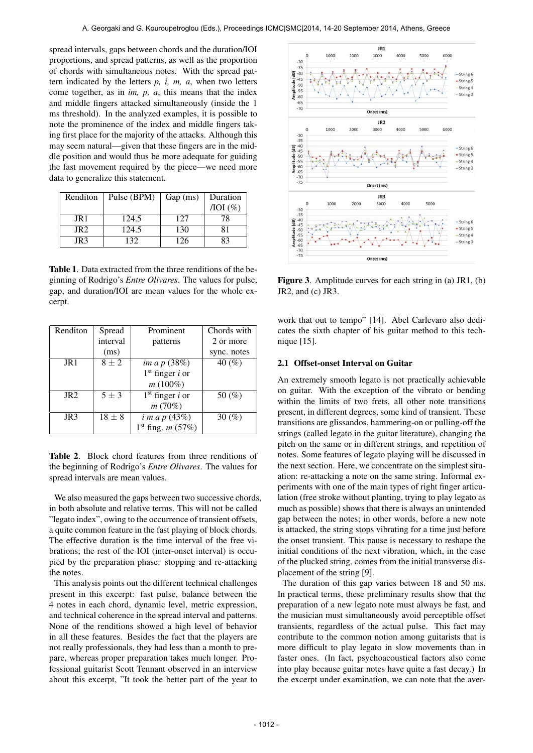spread intervals, gaps between chords and the duration/IOI proportions, and spread patterns, as well as the proportion of chords with simultaneous notes. With the spread pattern indicated by the letters *p, i, m, a*, when two letters come together, as in *im, p, a*, this means that the index and middle fingers attacked simultaneously (inside the 1 ms threshold). In the analyzed examples, it is possible to note the prominence of the index and middle fingers taking first place for the majority of the attacks. Although this may seem natural—given that these fingers are in the middle position and would thus be more adequate for guiding the fast movement required by the piece—we need more data to generalize this statement.

| Renditon | Pulse (BPM) | Gap (ms) | Duration /IOI (%) |
|---|---|---|---|
| JR1 | 124.5 | 127 | 78 |
| JR2 | 124.5 | 130 | 81 |
| JR3 | 132 | 126 | 83 |

**Table 1**. Data extracted from the three renditions of the beginning of Rodrigo's *Entre Olivares*. The values for pulse, gap, and duration/IOI are mean values for the whole excerpt.

| Renditon | Spread interval (ms) | Prominent patterns | Chords with 2 or more sync. notes |
|---|---|---|---|
| JR1 | $8 \pm 2$ | *im a p* (38%) 1st finger *i* or *m* (100%) | 40 (%) |
| JR2 | $5 \pm 3$ | 1st finger *i* or *m* (70%) | 50 (%) |
| JR3 | $18 \pm 8$ | *i m a p* (43%) 1st fing. *m* (57%) | 30 (%) |

**Table 2**. Block chord features from three renditions of the beginning of Rodrigo's *Entre Olivares*. The values for spread intervals are mean values.

We also measured the gaps between two successive chords, in both absolute and relative terms. This will not be called "legato index", owing to the occurrence of transient offsets, a quite common feature in the fast playing of block chords. The effective duration is the time interval of the free vibrations; the rest of the IOI (inter-onset interval) is occupied by the preparation phase: stopping and re-attacking the notes.

This analysis points out the different technical challenges present in this excerpt: fast pulse, balance between the 4 notes in each chord, dynamic level, metric expression, and technical coherence in the spread interval and patterns. None of the renditions showed a high level of behavior in all these features. Besides the fact that the players are not really professionals, they had less than a month to prepare, whereas proper preparation takes much longer. Professional guitarist Scott Tennant observed in an interview about this excerpt, "It took the better part of the year to work that out to tempo" [14]. Abel Carlevaro also dedicates the sixth chapter of his guitar method to this technique [15].

**Figure 3**. Amplitude curves for each string in (a) JR1, (b) JR2, and (c) JR3.

### 2.1 Offset-onset Interval on Guitar

An extremely smooth legato is not practically achievable on guitar. With the exception of the vibrato or bending within the limits of two frets, all other note transitions present, in different degrees, some kind of transient. These transitions are glissandos, hammering-on or pulling-off the strings (called legato in the guitar literature), changing the pitch on the same or in different strings, and repetition of notes. Some features of legato playing will be discussed in the next section. Here, we concentrate on the simplest situation: re-attacking a note on the same string. Informal experiments with one of the main types of right finger articulation (free stroke without planting, trying to play legato as much as possible) shows that there is always an unintended gap between the notes; in other words, before a new note is attacked, the string stops vibrating for a time just before the onset transient. This pause is necessary to reshape the initial conditions of the next vibration, which, in the case of the plucked string, comes from the initial transverse displacement of the string [9].

The duration of this gap varies between 18 and 50 ms. In practical terms, these preliminary results show that the preparation of a new legato note must always be fast, and the musician must simultaneously avoid perceptible offset transients, regardless of the actual pulse. This fact may contribute to the common notion among guitarists that is more difficult to play legato in slow movements than in faster ones. (In fact, psychoacoustical factors also come into play because guitar notes have quite a fast decay.) In the excerpt under examination, we can note that the aver-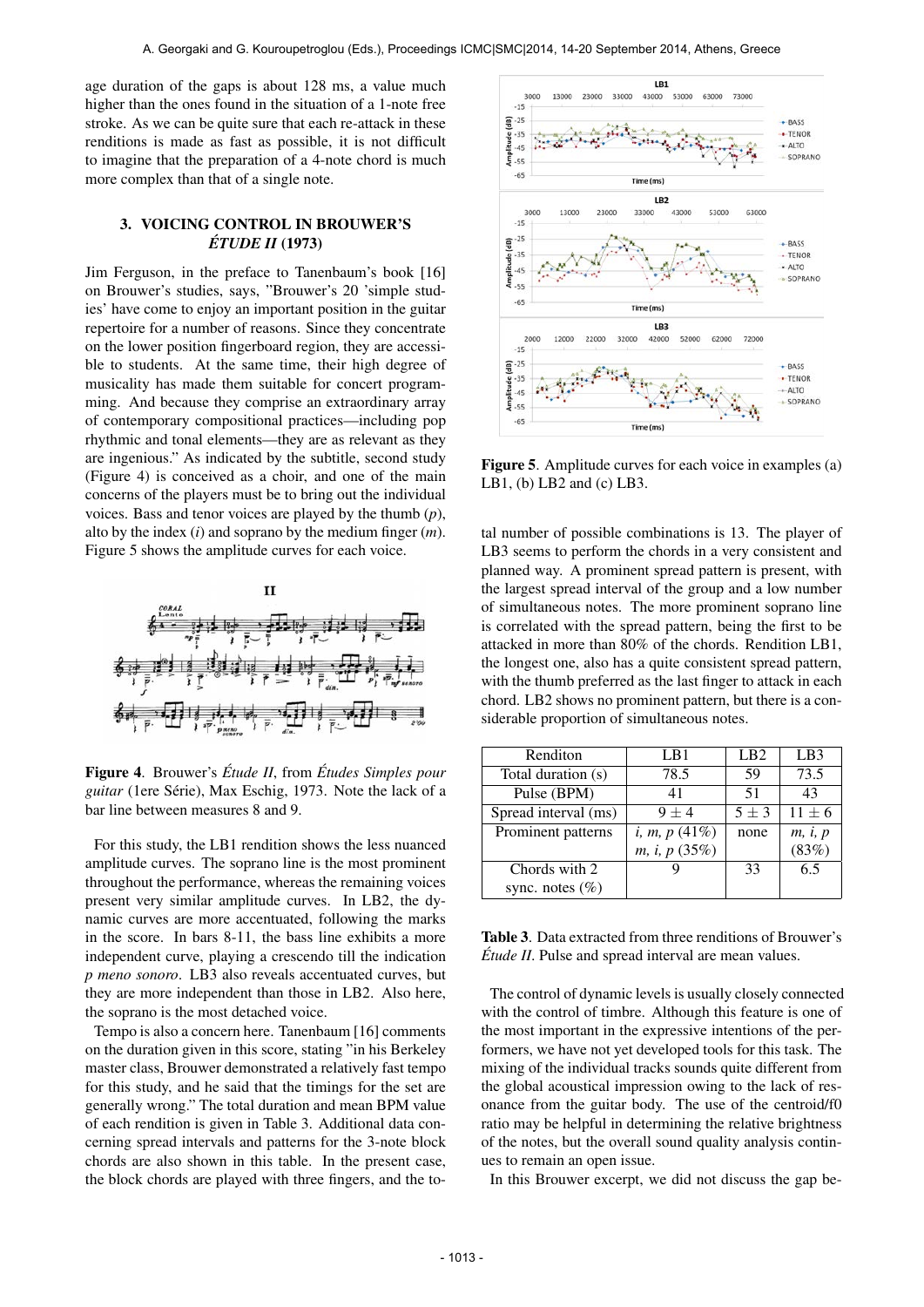age duration of the gaps is about 128 ms, a value much higher than the ones found in the situation of a 1-note fret stroke. As we can be quite sure that each re-attack in these renditions is made as fast as possible, it is not difficult to imagine that the preparation of a 4-note chord is much more complex than that of a single note.

## 3. VOICING CONTROL IN BROUWER'S *ÉTUDE II* (1973)

Jim Ferguson, in the preface to Tanenbaum's book [16] on Brouwer's studies, says, "Brouwer's 20 'simple studies' have come to enjoy an important position in the guitar repertoire for a number of reasons. Since they concentrate on the lower position fingerboard region, they are accessible to students. At the same time, their high degree of musicality has made them suitable for concert programming. And because they comprise an extraordinary array of contemporary compositional practices—including pop rhythmic and tonal elements—they are as relevant as they are ingenious." As indicated by the subtitle, second study (Figure 4) is conceived as a choir, and one of the main concerns of the players must be to bring out the individual voices. Bass and tenor voices are played by the thumb (*p*), alto by the index (*i*) and soprano by the medium finger (*m*). Figure 5 shows the amplitude curves for each voice.

**Figure 4**. Brouwer's *Étude II*, from *Études Simples pour guitar* (1ere Série), Max Eschig, 1973. Note the lack of a bar line between measures 8 and 9.

For this study, the LB1 rendition shows the less nuanced amplitude curves. The soprano line is the most prominent throughout the performance, whereas the remaining voices present very similar amplitude curves. In LB2, the dynamic curves are more accentuated, following the marks in the score. In bars 8-11, the bass line exhibits a more independent curve, playing a crescendo till the indication *p meno sonoro*. LB3 also reveals accentuated curves, but they are more independent than those in LB2. Also here, the soprano is the most detached voice.

Tempo is also a concern here. Tanenbaum [16] comments on the duration given in this score, stating "in his Berkeley master class, Brouwer demonstrated a relatively fast tempo for this study, and he said that the timings for the set are generally wrong." The total duration and mean BPM value of each rendition is given in Table 3. Additional data concerning spread intervals and patterns for the 3-note block chords are also shown in this table. In the present case, the block chords are played with three fingers, and the total number of possible combinations is 13. The player of LB3 seems to perform the chords in a very consistent and planned way. A prominent spread pattern is present, with the largest spread interval of the group and a low number of simultaneous notes. The more prominent soprano line is correlated with the spread pattern, being the first to be attacked in more than 80% of the chords. Rendition LB1, the longest one, also has a quite consistent spread pattern, with the thumb preferred as the last finger to attack in each chord. LB2 shows no prominent pattern, but there is a considerable proportion of simultaneous notes.

**Figure 5**. Amplitude curves for each voice in examples (a) LB1, (b) LB2 and (c) LB3.

| Renditon | LB1 | LB2 | LB3 |
|---|---|---|---|
| Total duration (s) | 78.5 | 59 | 73.5 |
| Pulse (BPM) | 41 | 51 | 43 |
| Spread interval (ms) | $9 \pm 4$ | $5 \pm 3$ | $11 \pm 6$ |
| Prominent patterns | *i, m, p* (41%) *m, i, p* (35%) | none | *m, i, p* (83%) |
| Chords with 2 sync. notes (%) | 9 | 33 | 6.5 |

**Table 3**. Data extracted from three renditions of Brouwer's *Étude II*. Pulse and spread interval are mean values.

The control of dynamic levels is usually closely connected with the control of timbre. Although this feature is one of the most important in the expressive intentions of the performers, we have not yet developed tools for this task. The mixing of the individual tracks sounds quite different from the global acoustical impression owing to the lack of resonance from the guitar body. The use of the centroid/f0 ratio may be helpful in determining the relative brightness of the notes, but the overall sound quality analysis continues to remain an open issue.

In this Brouwer excerpt, we did not discuss the gap be-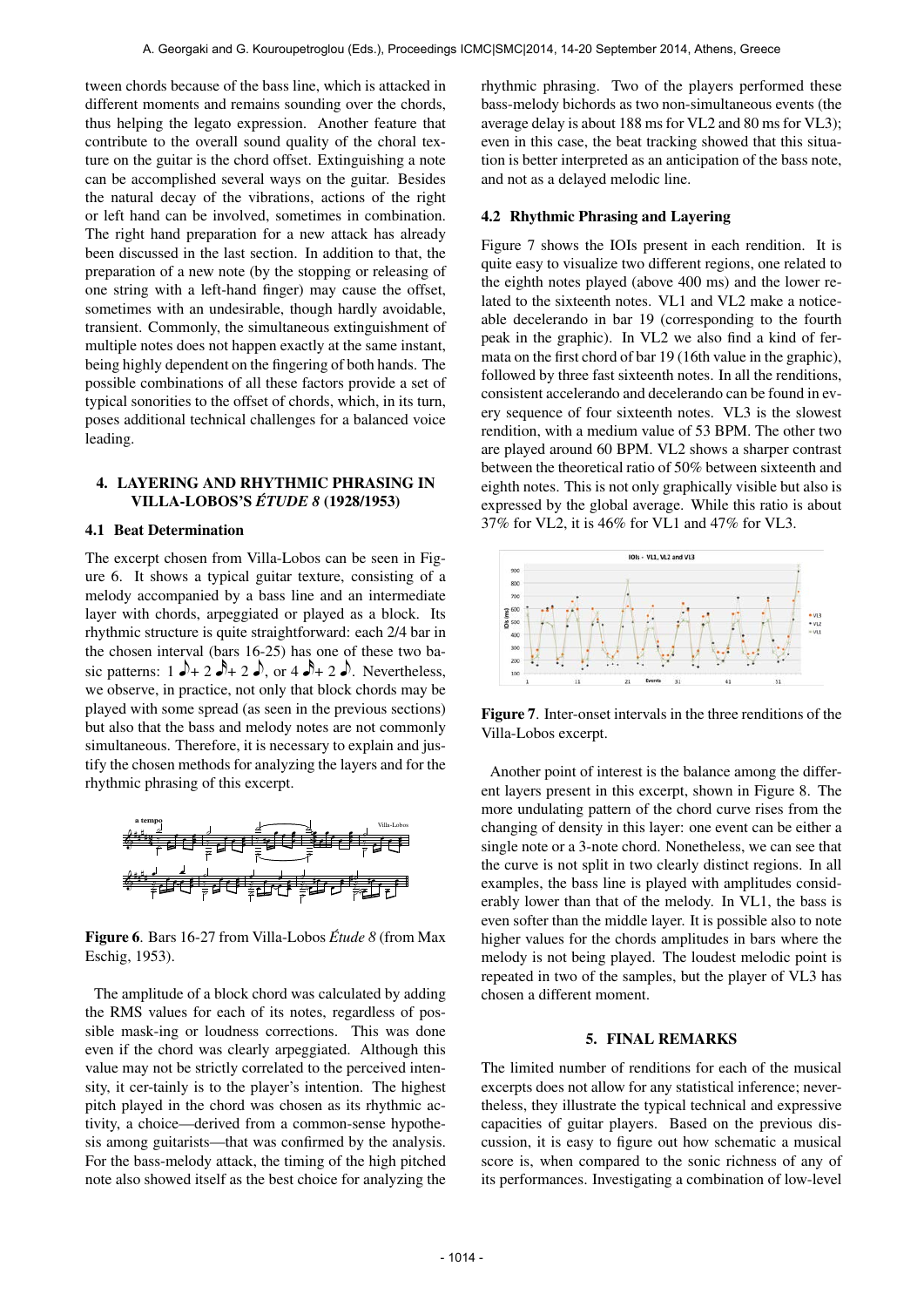tween chords because of the bass line, which is attacked in different moments and remains sounding over the chords, thus helping the legato expression. Another feature that contribute to the overall sound quality of the choral texture on the guitar is the chord offset. Extinguishing a note can be accomplished several ways on the guitar. Besides the natural decay of the vibrations, actions of the right or left hand can be involved, sometimes in combination. The right hand preparation for a new attack has already been discussed in the last section. In addition to that, the preparation of a new note (by the stopping or releasing of one string with a left-hand finger) may cause the offset, sometimes with an undesirable, though hardly avoidable, transient. Commonly, the simultaneous extinguishment of multiple notes does not happen exactly at the same instant, being highly dependent on the fingering of both hands. The possible combinations of all these factors provide a set of typical sonorities to the offset of chords, which, in its turn, poses additional technical challenges for a balanced voice leading.

## 4. LAYERING AND RHYTHMIC PHRASING IN VILLA-LOBOS'S *ÉTUDE 8* (1928/1953)

### 4.1 Beat Determination

The excerpt chosen from Villa-Lobos can be seen in Figure 6. It shows a typical guitar texture, consisting of a melody accompanied by a bass line and an intermediate layer with chords, arpeggiated or played as a block. Its rhythmic structure is quite straightforward: each 2/4 bar in the chosen interval (bars 16-25) has one of these two basic patterns: 1 ♪+ 2 ♬+ 2 ♪, or 4 ♬+ 2 ♪. Nevertheless, we observe, in practice, not only that block chords may be played with some spread (as seen in the previous sections) but also that the bass and melody notes are not commonly simultaneous. Therefore, it is necessary to explain and justify the chosen methods for analyzing the layers and for the rhythmic phrasing of this excerpt.

**Figure 6**. Bars 16-27 from Villa-Lobos *Étude 8* (from Max Eschig, 1953).

The amplitude of a block chord was calculated by adding the RMS values for each of its notes, regardless of possible mask-ing or loudness corrections. This was done even if the chord was clearly arpeggiated. Although this value may not be strictly correlated to the perceived intensity, it cer-tainly is to the player's intention. The highest pitch played in the chord was chosen as its rhythmic activity, a choice—derived from a common-sense hypothesis among guitarists—that was confirmed by the analysis. For the bass-melody attack, the timing of the high pitched note also showed itself as the best choice for analyzing the rhythmic phrasing. Two of the players performed these bass-melody bichords as two non-simultaneous events (the average delay is about 188 ms for VL2 and 80 ms for VL3); even in this case, the beat tracking showed that this situation is better interpreted as an anticipation of the bass note, and not as a delayed melodic line.

### 4.2 Rhythmic Phrasing and Layering

Figure 7 shows the IOIs present in each rendition. It is quite easy to visualize two different regions, one related to the eighth notes played (above 400 ms) and the lower related to the sixteenth notes. VL1 and VL2 make a noticeable decelerando in bar 19 (corresponding to the fourth peak in the graphic). In VL2 we also find a kind of fermata on the first chord of bar 19 (16th value in the graphic), followed by three fast sixteenth notes. In all the renditions, consistent accelerando and decelerando can be found in every sequence of four sixteenth notes. VL3 is the slowest rendition, with a medium value of 53 BPM. The other two are played around 60 BPM. VL2 shows a sharper contrast between the theoretical ratio of 50% between sixteenth and eighth notes. This is not only graphically visible but also is expressed by the global average. While this ratio is about 37% for VL2, it is 46% for VL1 and 47% for VL3.

**Figure 7**. Inter-onset intervals in the three renditions of the Villa-Lobos excerpt.

Another point of interest is the balance among the different layers present in this excerpt, shown in Figure 8. The more undulating pattern of the chord curve rises from the changing of density in this layer: one event can be either a single note or a 3-note chord. Nonetheless, we can see that the curve is not split in two clearly distinct regions. In all examples, the bass line is played with amplitudes considerably lower than that of the melody. In VL1, the bass is even softer than the middle layer. It is possible also to note higher values for the chords amplitudes in bars where the melody is not being played. The loudest melodic point is repeated in two of the samples, but the player of VL3 has chosen a different moment.

## 5. FINAL REMARKS

The limited number of renditions for each of the musical excerpts does not allow for any statistical inference; nevertheless, they illustrate the typical technical and expressive capacities of guitar players. Based on the previous discussion, it is easy to figure out how schematic a musical score is, when compared to the sonic richness of any of its performances. Investigating a combination of low-level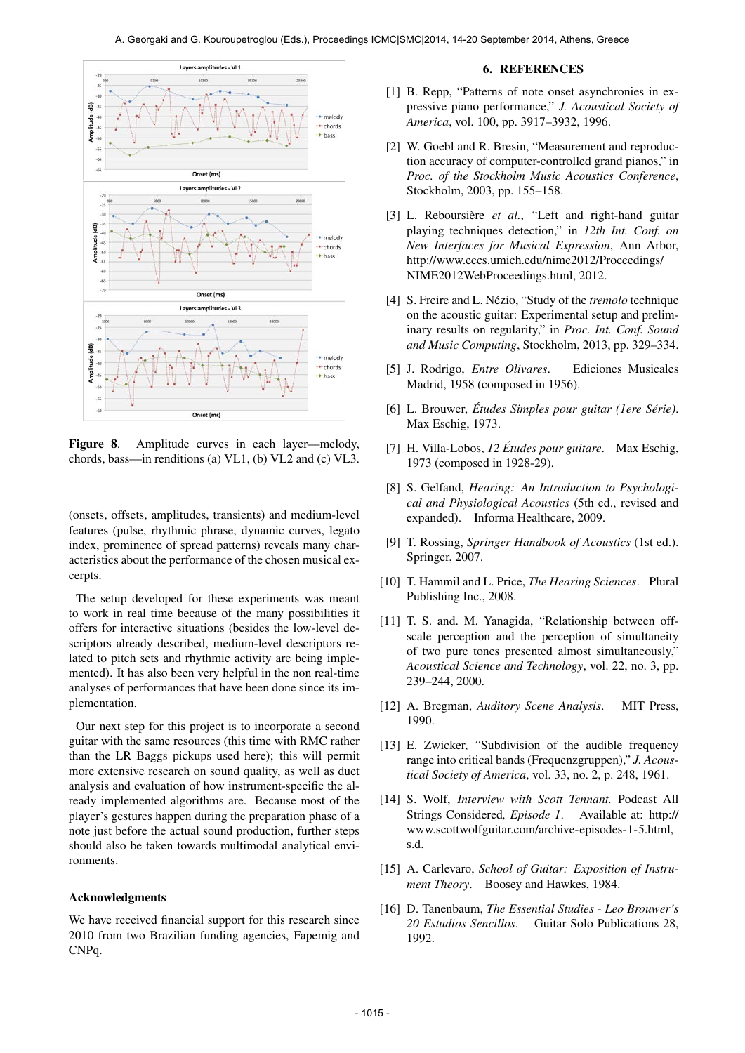Layers amplitudes - VL1

Amplitude (dB)

Onset (ms)

melody
chords
bass

Layers amplitudes - VL2

Amplitude (dB)

Onset (ms)

melody
chords
bass

Layers amplitudes - VL3

Amplitude (dB)

Onset (ms)

melody
chords
bass

**Figure 8**. Amplitude curves in each layer—melody, chords, bass—in renditions (a) VL1, (b) VL2 and (c) VL3.

(onsets, offsets, amplitudes, transients) and medium-level features (pulse, rhythmic phrase, dynamic curves, legato index, prominence of spread patterns) reveals many characteristics about the performance of the chosen musical excerpts.

The setup developed for these experiments was meant to work in real time because of the many possibilities it offers for interactive situations (besides the low-level descriptors already described, medium-level descriptors related to pitch sets and rhythmic activity are being implemented). It has also been very helpful in the non real-time analyses of performances that have been done since its implementation.

Our next step for this project is to incorporate a second guitar with the same resources (this time with RMC rather than the LR Baggs pickups used here); this will permit more extensive research on sound quality, as well as duet analysis and evaluation of how instrument-specific the already implemented algorithms are. Because most of the player's gestures happen during the preparation phase of a note just before the actual sound production, further steps should also be taken towards multimodal analytical environments.

## Acknowledgments

We have received financial support for this research since 2010 from two Brazilian funding agencies, Fapemig and CNPq.

## 6. REFERENCES

[1] B. Repp, "Patterns of note onset asynchronies in expressive piano performance," *J. Acoustical Society of America*, vol. 100, pp. 3917–3932, 1996.

[2] W. Goebl and R. Bresin, "Measurement and reproduction accuracy of computer-controlled grand pianos," in *Proc. of the Stockholm Music Acoustics Conference*, Stockholm, 2003, pp. 155–158.

[3] L. Reboursière *et al.*, "Left and right-hand guitar playing techniques detection," in *12th Int. Conf. on New Interfaces for Musical Expression*, Ann Arbor, http://www.eecs.umich.edu/nime2012/Proceedings/NIME2012WebProceedings.html, 2012.

[4] S. Freire and L. Nézio, "Study of the *tremolo* technique on the acoustic guitar: Experimental setup and preliminary results on regularity," in *Proc. Int. Conf. Sound and Music Computing*, Stockholm, 2013, pp. 329–334.

[5] J. Rodrigo, *Entre Olivares*. Ediciones Musicales Madrid, 1958 (composed in 1956).

[6] L. Brouwer, *Études Simples pour guitar (1ere Série)*. Max Eschig, 1973.

[7] H. Villa-Lobos, *12 Études pour guitare*. Max Eschig, 1973 (composed in 1928-29).

[8] S. Gelfand, *Hearing: An Introduction to Psychological and Physiological Acoustics* (5th ed., revised and expanded). Informa Healthcare, 2009.

[9] T. Rossing, *Springer Handbook of Acoustics* (1st ed.). Springer, 2007.

[10] T. Hammil and L. Price, *The Hearing Sciences*. Plural Publishing Inc., 2008.

[11] T. S. and. M. Yanagida, "Relationship between off-scale perception and the perception of simultaneity of two pure tones presented almost simultaneously," *Acoustical Science and Technology*, vol. 22, no. 3, pp. 239–244, 2000.

[12] A. Bregman, *Auditory Scene Analysis*. MIT Press, 1990.

[13] E. Zwicker, "Subdivision of the audible frequency range into critical bands (Frequenzgruppen)," *J. Acoustical Society of America*, vol. 33, no. 2, p. 248, 1961.

[14] S. Wolf, *Interview with Scott Tennant.* Podcast All Strings Considered*, Episode 1*. Available at: http://www.scottwolfguitar.com/archive-episodes-1-5.html, s.d.

[15] A. Carlevaro, *School of Guitar: Exposition of Instrument Theory*. Boosey and Hawkes, 1984.

[16] D. Tanenbaum, *The Essential Studies - Leo Brouwer's 20 Estudios Sencillos*. Guitar Solo Publications 28, 1992.